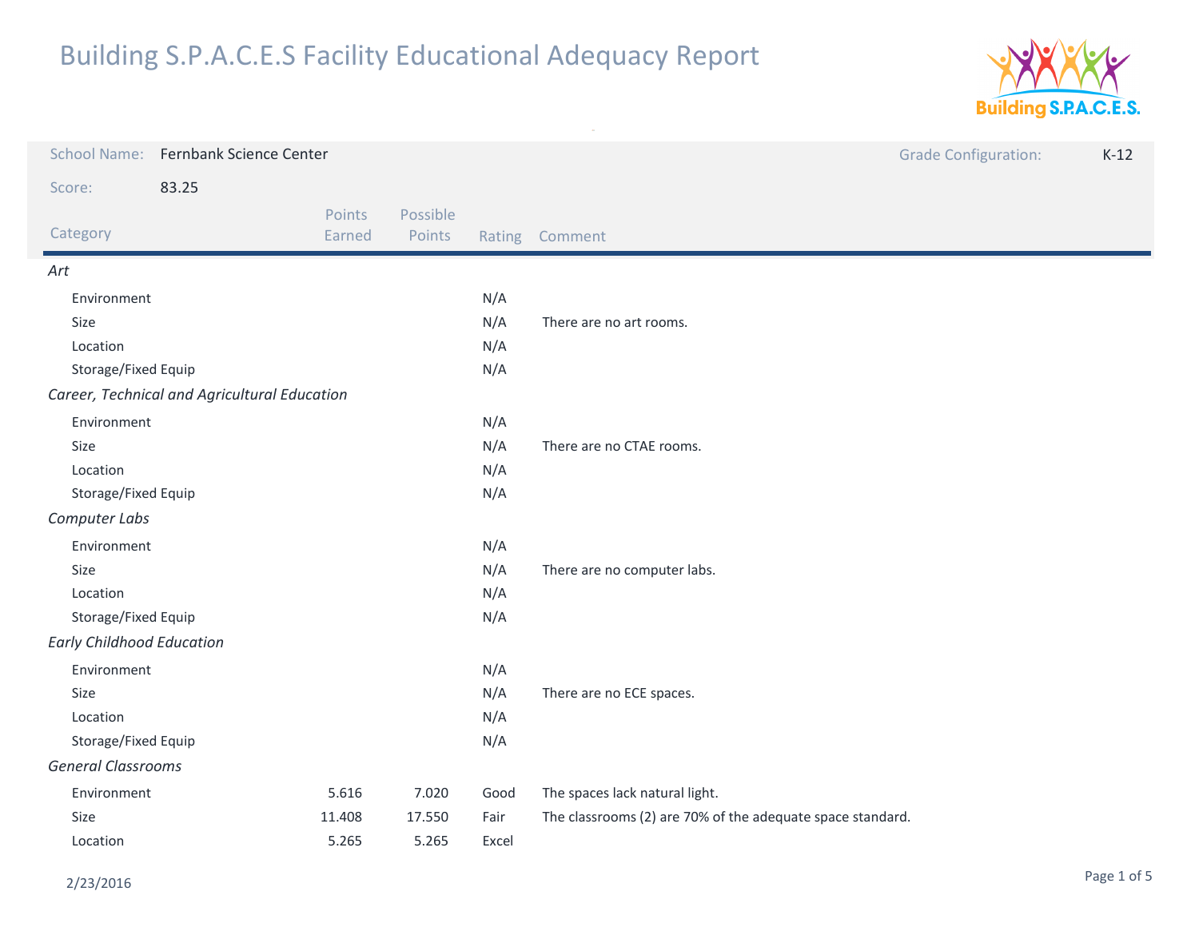# Building S.P.A.C.E.S Facility Educational Adequacy Report

**School Name:** Fernbank Science Center

**Grade Configuration:** K-12

**Score:** 83.25

| Category | Points Earned | Possible Points | Rating | Comment |
|---|---|---|---|---|
| *Art* | | | | |
| Environment | | | N/A | |
| Size | | | N/A | There are no art rooms. |
| Location | | | N/A | |
| Storage/Fixed Equip | | | N/A | |
| *Career, Technical and Agricultural Education* | | | | |
| Environment | | | N/A | |
| Size | | | N/A | There are no CTAE rooms. |
| Location | | | N/A | |
| Storage/Fixed Equip | | | N/A | |
| *Computer Labs* | | | | |
| Environment | | | N/A | |
| Size | | | N/A | There are no computer labs. |
| Location | | | N/A | |
| Storage/Fixed Equip | | | N/A | |
| *Early Childhood Education* | | | | |
| Environment | | | N/A | |
| Size | | | N/A | There are no ECE spaces. |
| Location | | | N/A | |
| Storage/Fixed Equip | | | N/A | |
| *General Classrooms* | | | | |
| Environment | 5.616 | 7.020 | Good | The spaces lack natural light. |
| Size | 11.408 | 17.550 | Fair | The classrooms (2) are 70% of the adequate space standard. |
| Location | 5.265 | 5.265 | Excel | |

2/23/2016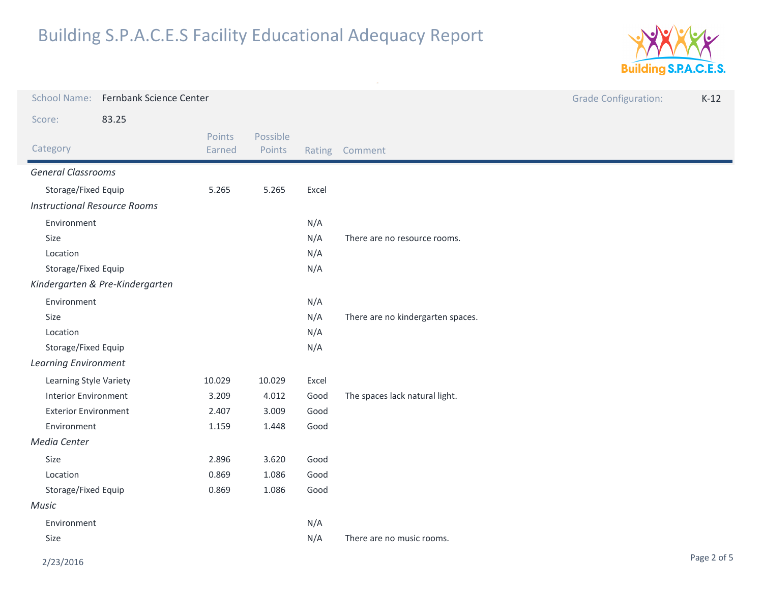# Building S.P.A.C.E.S Facility Educational Adequacy Report

| School Name: | Fernbank Science Center | | | | Grade Configuration: | K-12 |
|---|---|---|---|---|---|---|
| Score: | 83.25 | | | | | |

| Category | Points Earned | Possible Points | Rating | Comment |
|---|---|---|---|---|
| *General Classrooms* | | | | |
| Storage/Fixed Equip | 5.265 | 5.265 | Excel | |
| *Instructional Resource Rooms* | | | | |
| Environment | | | N/A | |
| Size | | | N/A | There are no resource rooms. |
| Location | | | N/A | |
| Storage/Fixed Equip | | | N/A | |
| *Kindergarten & Pre-Kindergarten* | | | | |
| Environment | | | N/A | |
| Size | | | N/A | There are no kindergarten spaces. |
| Location | | | N/A | |
| Storage/Fixed Equip | | | N/A | |
| *Learning Environment* | | | | |
| Learning Style Variety | 10.029 | 10.029 | Excel | |
| Interior Environment | 3.209 | 4.012 | Good | The spaces lack natural light. |
| Exterior Environment | 2.407 | 3.009 | Good | |
| Environment | 1.159 | 1.448 | Good | |
| *Media Center* | | | | |
| Size | 2.896 | 3.620 | Good | |
| Location | 0.869 | 1.086 | Good | |
| Storage/Fixed Equip | 0.869 | 1.086 | Good | |
| *Music* | | | | |
| Environment | | | N/A | |
| Size | | | N/A | There are no music rooms. |

2/23/2016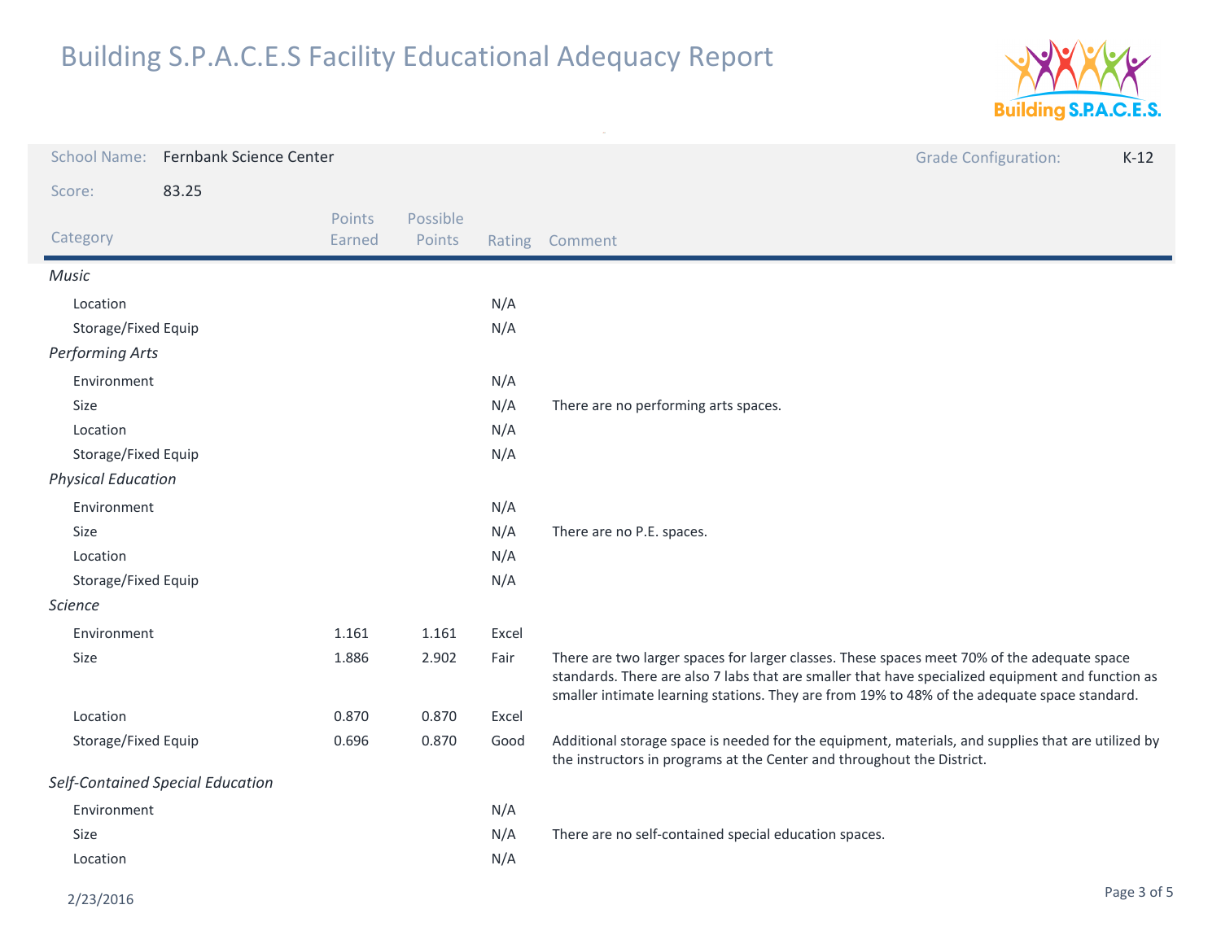# Building S.P.A.C.E.S Facility Educational Adequacy Report

**School Name:** Fernbank Science Center

**Grade Configuration:** K-12

**Score:** 83.25

| Category | Points Earned | Possible Points | Rating | Comment |
|---|---|---|---|---|
| *Music* | | | | |
| Location | | | N/A | |
| Storage/Fixed Equip | | | N/A | |
| *Performing Arts* | | | | |
| Environment | | | N/A | |
| Size | | | N/A | There are no performing arts spaces. |
| Location | | | N/A | |
| Storage/Fixed Equip | | | N/A | |
| *Physical Education* | | | | |
| Environment | | | N/A | |
| Size | | | N/A | There are no P.E. spaces. |
| Location | | | N/A | |
| Storage/Fixed Equip | | | N/A | |
| *Science* | | | | |
| Environment | 1.161 | 1.161 | Excel | |
| Size | 1.886 | 2.902 | Fair | There are two larger spaces for larger classes. These spaces meet 70% of the adequate space standards. There are also 7 labs that are smaller that have specialized equipment and function as smaller intimate learning stations. They are from 19% to 48% of the adequate space standard. |
| Location | 0.870 | 0.870 | Excel | |
| Storage/Fixed Equip | 0.696 | 0.870 | Good | Additional storage space is needed for the equipment, materials, and supplies that are utilized by the instructors in programs at the Center and throughout the District. |
| *Self-Contained Special Education* | | | | |
| Environment | | | N/A | |
| Size | | | N/A | There are no self-contained special education spaces. |
| Location | | | N/A | |

2/23/2016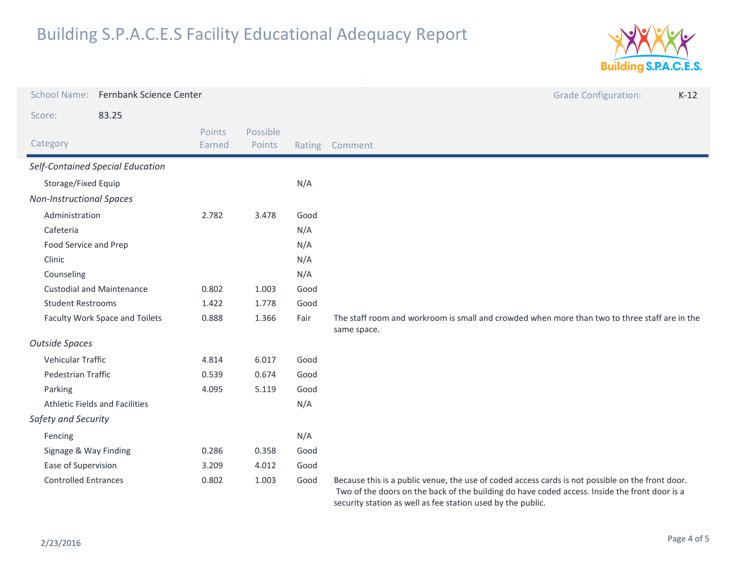# Building S.P.A.C.E.S Facility Educational Adequacy Report

School Name: Fernbank Science Center

Grade Configuration: K-12

Score: 83.25

| Category | Points Earned | Possible Points | Rating | Comment |
|---|---|---|---|---|
| *Self-Contained Special Education* | | | | |
| Storage/Fixed Equip | | | N/A | |
| *Non-Instructional Spaces* | | | | |
| Administration | 2.782 | 3.478 | Good | |
| Cafeteria | | | N/A | |
| Food Service and Prep | | | N/A | |
| Clinic | | | N/A | |
| Counseling | | | N/A | |
| Custodial and Maintenance | 0.802 | 1.003 | Good | |
| Student Restrooms | 1.422 | 1.778 | Good | |
| Faculty Work Space and Toilets | 0.888 | 1.366 | Fair | The staff room and workroom is small and crowded when more than two to three staff are in the same space. |
| *Outside Spaces* | | | | |
| Vehicular Traffic | 4.814 | 6.017 | Good | |
| Pedestrian Traffic | 0.539 | 0.674 | Good | |
| Parking | 4.095 | 5.119 | Good | |
| Athletic Fields and Facilities | | | N/A | |
| *Safety and Security* | | | | |
| Fencing | | | N/A | |
| Signage & Way Finding | 0.286 | 0.358 | Good | |
| Ease of Supervision | 3.209 | 4.012 | Good | |
| Controlled Entrances | 0.802 | 1.003 | Good | Because this is a public venue, the use of coded access cards is not possible on the front door. Two of the doors on the back of the building do have coded access. Inside the front door is a security station as well as fee station used by the public. |

2/23/2016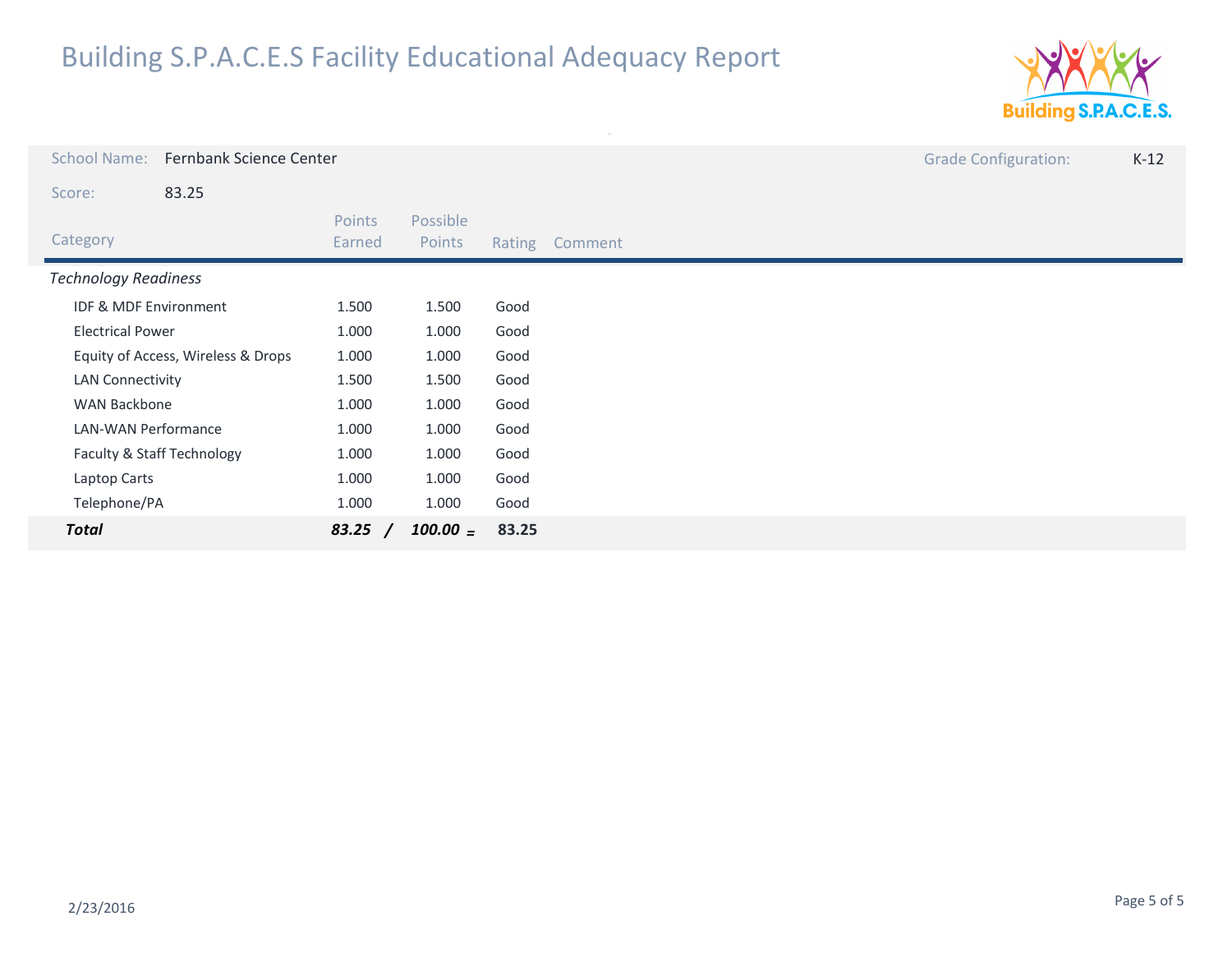# Building S.P.A.C.E.S Facility Educational Adequacy Report

Building S.P.A.C.E.S.

School Name: Fernbank Science Center

Grade Configuration: K-12

Score: 83.25

| Category | Points Earned | Possible Points | Rating | Comment |
|---|---|---|---|---|
| *Technology Readiness* | | | | |
| IDF & MDF Environment | 1.500 | 1.500 | Good | |
| Electrical Power | 1.000 | 1.000 | Good | |
| Equity of Access, Wireless & Drops | 1.000 | 1.000 | Good | |
| LAN Connectivity | 1.500 | 1.500 | Good | |
| WAN Backbone | 1.000 | 1.000 | Good | |
| LAN-WAN Performance | 1.000 | 1.000 | Good | |
| Faculty & Staff Technology | 1.000 | 1.000 | Good | |
| Laptop Carts | 1.000 | 1.000 | Good | |
| Telephone/PA | 1.000 | 1.000 | Good | |
| ***Total*** | ***83.25 /*** | ***100.00 =*** | **83.25** | |

2/23/2016